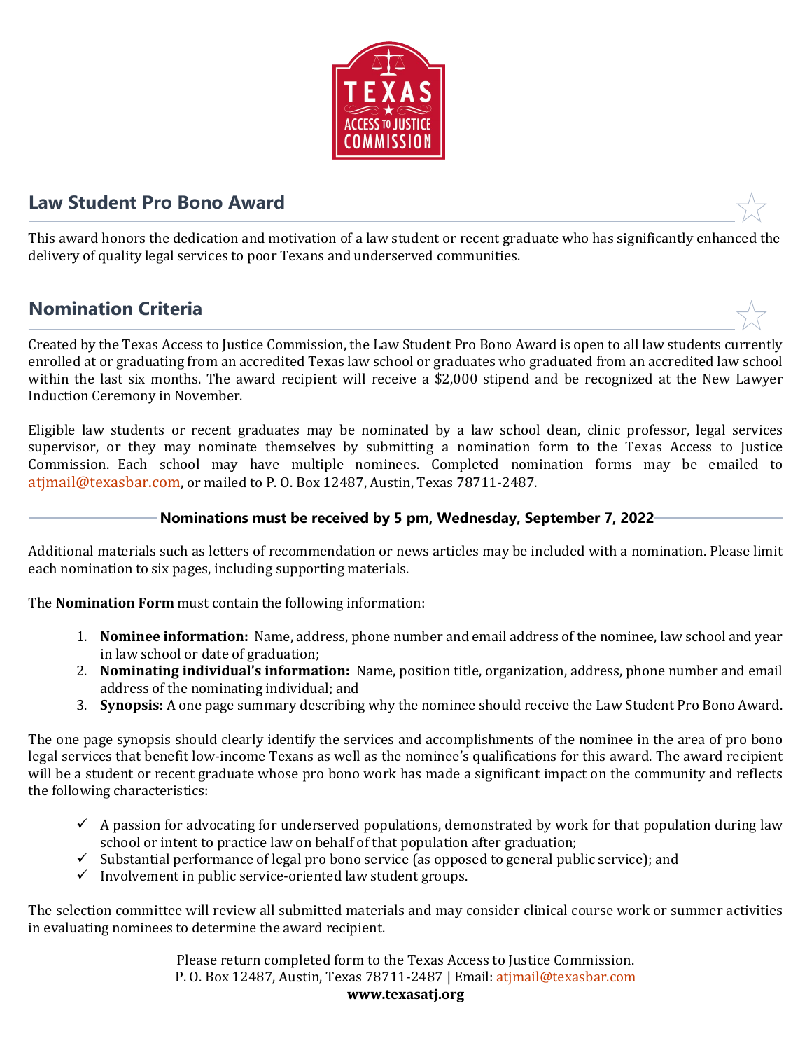TEXAS ACCESS TO JUSTICE COMMISSION

## Law Student Pro Bono Award

This award honors the dedication and motivation of a law student or recent graduate who has significantly enhanced the delivery of quality legal services to poor Texans and underserved communities.

## Nomination Criteria

Created by the Texas Access to Justice Commission, the Law Student Pro Bono Award is open to all law students currently enrolled at or graduating from an accredited Texas law school or graduates who graduated from an accredited law school within the last six months. The award recipient will receive a $2,000 stipend and be recognized at the New Lawyer Induction Ceremony in November.

Eligible law students or recent graduates may be nominated by a law school dean, clinic professor, legal services supervisor, or they may nominate themselves by submitting a nomination form to the Texas Access to Justice Commission. Each school may have multiple nominees. Completed nomination forms may be emailed to atjmail@texasbar.com, or mailed to P. O. Box 12487, Austin, Texas 78711-2487.

**Nominations must be received by 5 pm, Wednesday, September 7, 2022**

Additional materials such as letters of recommendation or news articles may be included with a nomination. Please limit each nomination to six pages, including supporting materials.

The **Nomination Form** must contain the following information:

1. **Nominee information:** Name, address, phone number and email address of the nominee, law school and year in law school or date of graduation;
2. **Nominating individual's information:** Name, position title, organization, address, phone number and email address of the nominating individual; and
3. **Synopsis:** A one page summary describing why the nominee should receive the Law Student Pro Bono Award.

The one page synopsis should clearly identify the services and accomplishments of the nominee in the area of pro bono legal services that benefit low-income Texans as well as the nominee's qualifications for this award. The award recipient will be a student or recent graduate whose pro bono work has made a significant impact on the community and reflects the following characteristics:

- ✓ A passion for advocating for underserved populations, demonstrated by work for that population during law school or intent to practice law on behalf of that population after graduation;
- ✓ Substantial performance of legal pro bono service (as opposed to general public service); and
- ✓ Involvement in public service-oriented law student groups.

The selection committee will review all submitted materials and may consider clinical course work or summer activities in evaluating nominees to determine the award recipient.

Please return completed form to the Texas Access to Justice Commission.
P. O. Box 12487, Austin, Texas 78711-2487 | Email: atjmail@texasbar.com
**www.texasatj.org**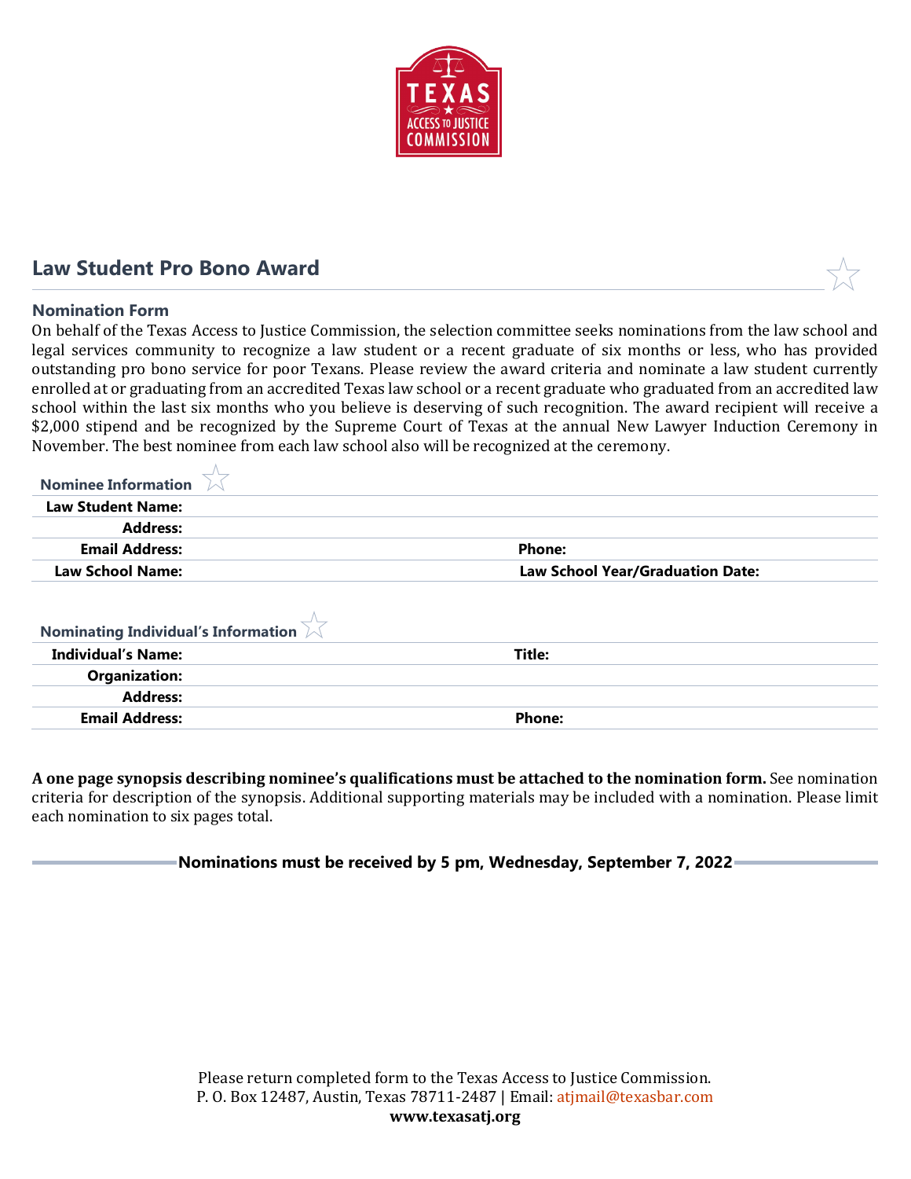## Law Student Pro Bono Award

### Nomination Form

On behalf of the Texas Access to Justice Commission, the selection committee seeks nominations from the law school and legal services community to recognize a law student or a recent graduate of six months or less, who has provided outstanding pro bono service for poor Texans. Please review the award criteria and nominate a law student currently enrolled at or graduating from an accredited Texas law school or a recent graduate who graduated from an accredited law school within the last six months who you believe is deserving of such recognition. The award recipient will receive a $2,000 stipend and be recognized by the Supreme Court of Texas at the annual New Lawyer Induction Ceremony in November. The best nominee from each law school also will be recognized at the ceremony.

#### Nominee Information

| | | | |
|---|---|---|---|
| **Law Student Name:** | | | |
| **Address:** | | | |
| **Email Address:** | | **Phone:** | |
| **Law School Name:** | | **Law School Year/Graduation Date:** | |

#### Nominating Individual's Information

| | | | |
|---|---|---|---|
| **Individual's Name:** | | **Title:** | |
| **Organization:** | | | |
| **Address:** | | | |
| **Email Address:** | | **Phone:** | |

**A one page synopsis describing nominee's qualifications must be attached to the nomination form.** See nomination criteria for description of the synopsis. Additional supporting materials may be included with a nomination. Please limit each nomination to six pages total.

**Nominations must be received by 5 pm, Wednesday, September 7, 2022**

Please return completed form to the Texas Access to Justice Commission.
P. O. Box 12487, Austin, Texas 78711-2487 | Email: atjmail@texasbar.com
**www.texasatj.org**